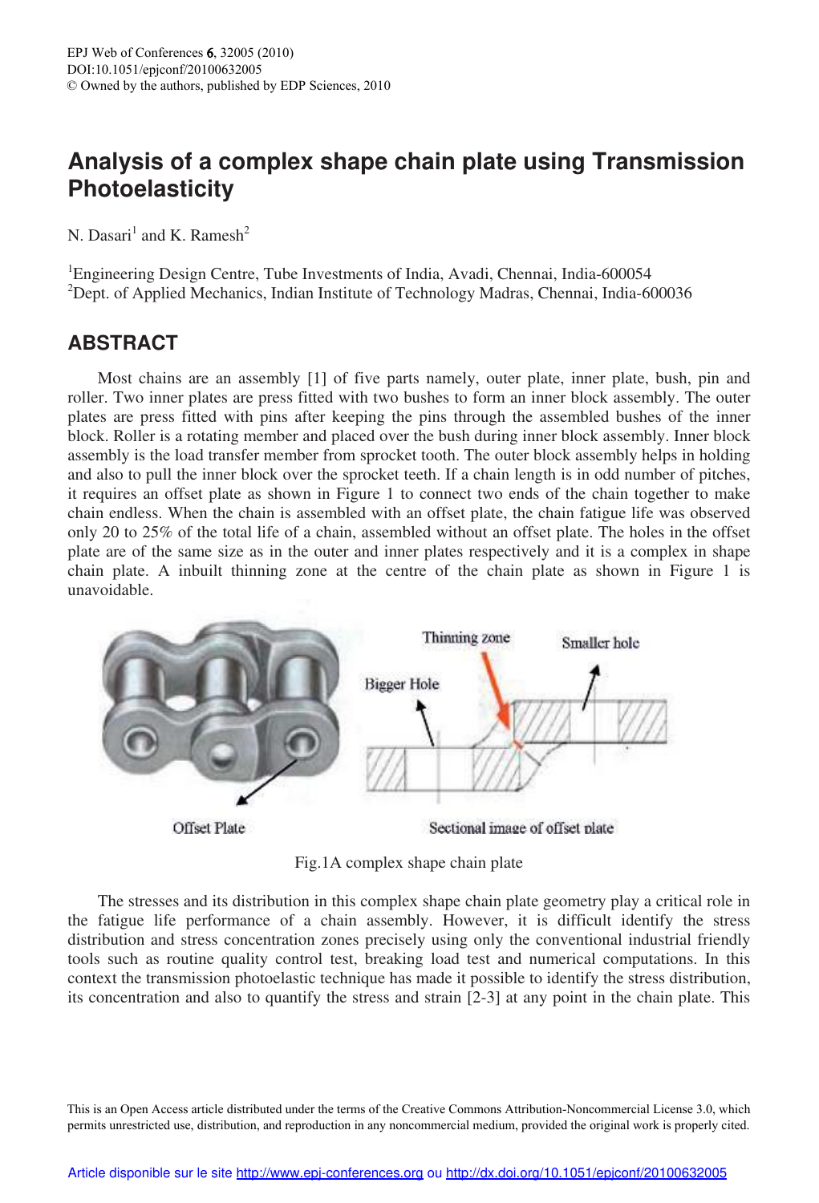# Analysis of a complex shape chain plate using Transmission Photoelasticity

N. Dasari[1] and K. Ramesh[2]

[1]Engineering Design Centre, Tube Investments of India, Avadi, Chennai, India-600054
[2]Dept. of Applied Mechanics, Indian Institute of Technology Madras, Chennai, India-600036

## ABSTRACT

Most chains are an assembly [1] of five parts namely, outer plate, inner plate, bush, pin and roller. Two inner plates are press fitted with two bushes to form an inner block assembly. The outer plates are press fitted with pins after keeping the pins through the assembled bushes of the inner block. Roller is a rotating member and placed over the bush during inner block assembly. Inner block assembly is the load transfer member from sprocket tooth. The outer block assembly helps in holding and also to pull the inner block over the sprocket teeth. If a chain length is in odd number of pitches, it requires an offset plate as shown in Figure 1 to connect two ends of the chain together to make chain endless. When the chain is assembled with an offset plate, the chain fatigue life was observed only 20 to 25% of the total life of a chain, assembled without an offset plate. The holes in the offset plate are of the same size as in the outer and inner plates respectively and it is a complex in shape chain plate. A inbuilt thinning zone at the centre of the chain plate as shown in Figure 1 is unavoidable.

Offset Plate

Thinning zone

Bigger Hole

Smaller hole

Sectional image of offset plate

Fig.1A complex shape chain plate

The stresses and its distribution in this complex shape chain plate geometry play a critical role in the fatigue life performance of a chain assembly. However, it is difficult identify the stress distribution and stress concentration zones precisely using only the conventional industrial friendly tools such as routine quality control test, breaking load test and numerical computations. In this context the transmission photoelastic technique has made it possible to identify the stress distribution, its concentration and also to quantify the stress and strain [2-3] at any point in the chain plate. This

This is an Open Access article distributed under the terms of the Creative Commons Attribution-Noncommercial License 3.0, which permits unrestricted use, distribution, and reproduction in any noncommercial medium, provided the original work is properly cited.

Article disponible sur le site http://www.epj-conferences.org ou http://dx.doi.org/10.1051/epjconf/20100632005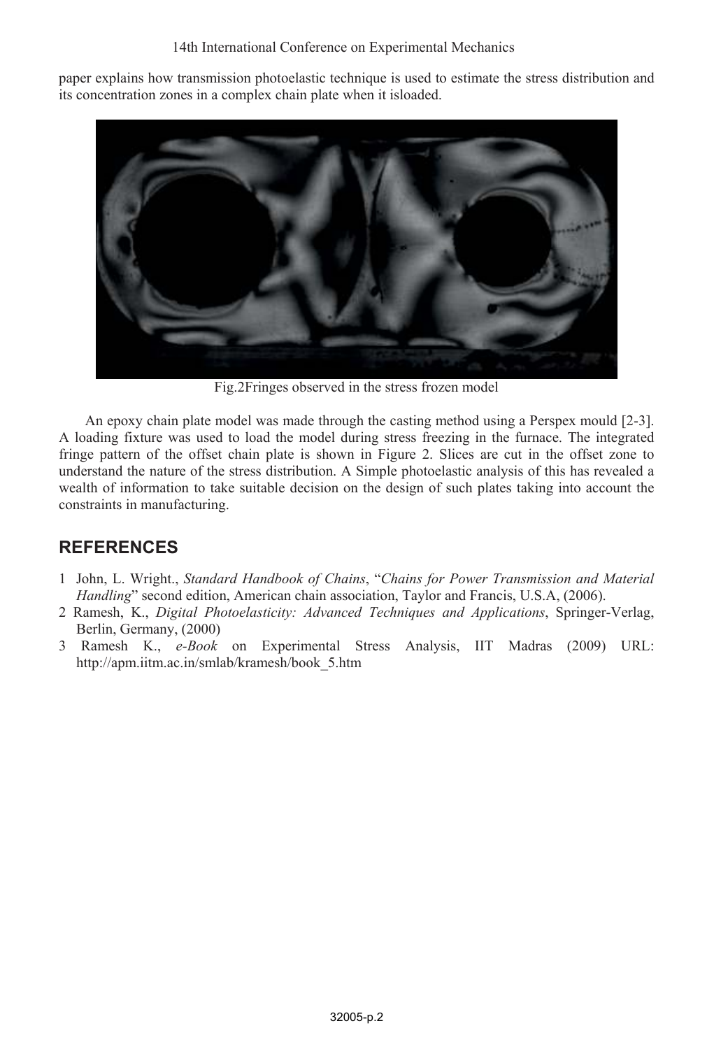paper explains how transmission photoelastic technique is used to estimate the stress distribution and its concentration zones in a complex chain plate when it isloaded.

Fig.2Fringes observed in the stress frozen model

An epoxy chain plate model was made through the casting method using a Perspex mould [2-3]. A loading fixture was used to load the model during stress freezing in the furnace. The integrated fringe pattern of the offset chain plate is shown in Figure 2. Slices are cut in the offset zone to understand the nature of the stress distribution. A Simple photoelastic analysis of this has revealed a wealth of information to take suitable decision on the design of such plates taking into account the constraints in manufacturing.

## REFERENCES

1 John, L. Wright., *Standard Handbook of Chains*, "*Chains for Power Transmission and Material Handling*" second edition, American chain association, Taylor and Francis, U.S.A, (2006).
2 Ramesh, K., *Digital Photoelasticity: Advanced Techniques and Applications*, Springer-Verlag, Berlin, Germany, (2000)
3 Ramesh K., *e-Book* on Experimental Stress Analysis, IIT Madras (2009) URL: http://apm.iitm.ac.in/smlab/kramesh/book_5.htm